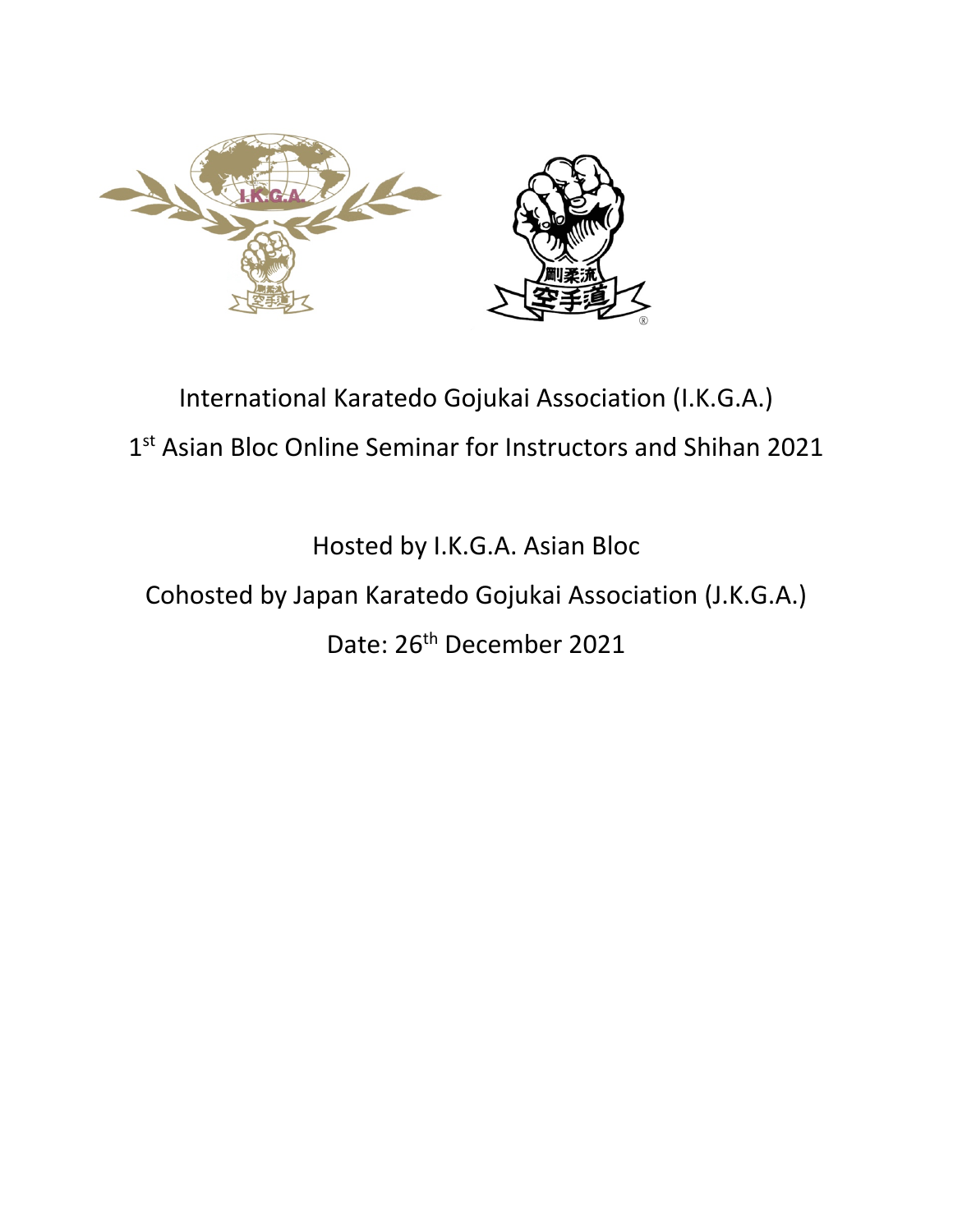# International Karatedo Gojukai Association (I.K.G.A.)

## 1st Asian Bloc Online Seminar for Instructors and Shihan 2021

Hosted by I.K.G.A. Asian Bloc

Cohosted by Japan Karatedo Gojukai Association (J.K.G.A.)

Date: 26th December 2021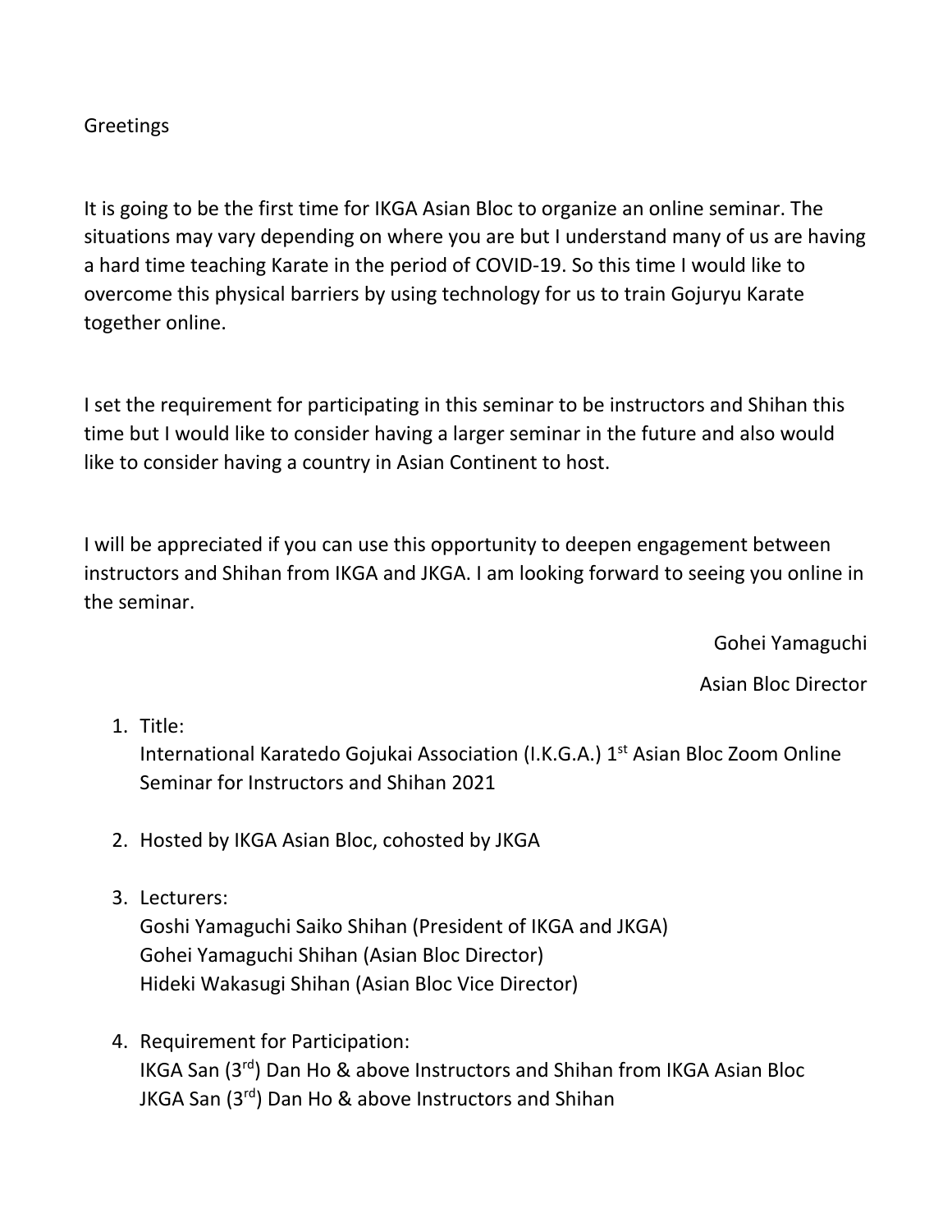Greetings

It is going to be the first time for IKGA Asian Bloc to organize an online seminar. The situations may vary depending on where you are but I understand many of us are having a hard time teaching Karate in the period of COVID-19. So this time I would like to overcome this physical barriers by using technology for us to train Gojuryu Karate together online.

I set the requirement for participating in this seminar to be instructors and Shihan this time but I would like to consider having a larger seminar in the future and also would like to consider having a country in Asian Continent to host.

I will be appreciated if you can use this opportunity to deepen engagement between instructors and Shihan from IKGA and JKGA. I am looking forward to seeing you online in the seminar.

Gohei Yamaguchi

Asian Bloc Director

1. Title:
   International Karatedo Gojukai Association (I.K.G.A.) 1st Asian Bloc Zoom Online Seminar for Instructors and Shihan 2021

2. Hosted by IKGA Asian Bloc, cohosted by JKGA

3. Lecturers:
   Goshi Yamaguchi Saiko Shihan (President of IKGA and JKGA)
   Gohei Yamaguchi Shihan (Asian Bloc Director)
   Hideki Wakasugi Shihan (Asian Bloc Vice Director)

4. Requirement for Participation:
   IKGA San (3rd) Dan Ho & above Instructors and Shihan from IKGA Asian Bloc
   JKGA San (3rd) Dan Ho & above Instructors and Shihan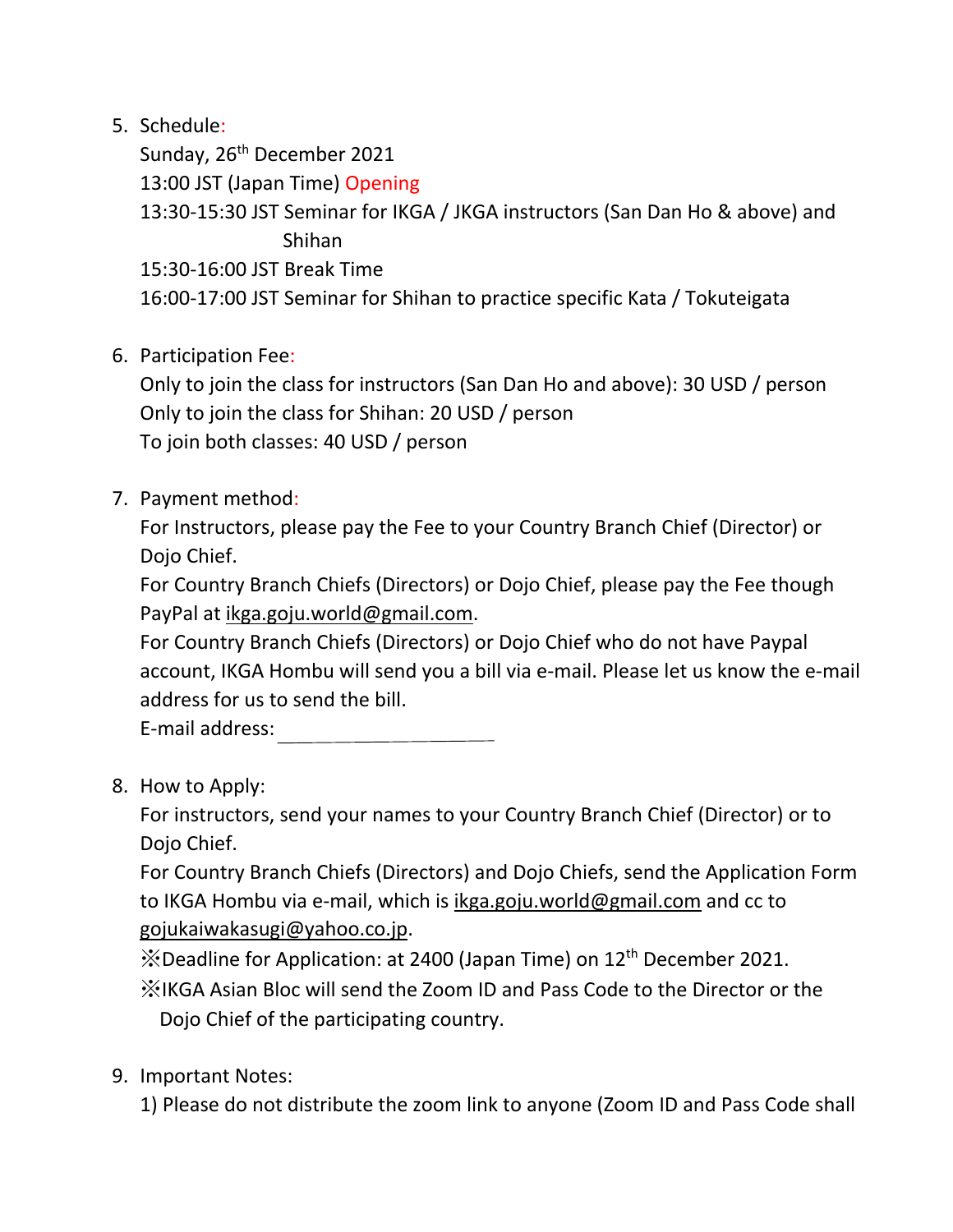5. Schedule:

   Sunday, 26th December 2021

   13:00 JST (Japan Time) Opening

   13:30-15:30 JST Seminar for IKGA / JKGA instructors (San Dan Ho & above) and Shihan

   15:30-16:00 JST Break Time

   16:00-17:00 JST Seminar for Shihan to practice specific Kata / Tokuteigata

6. Participation Fee:

   Only to join the class for instructors (San Dan Ho and above): 30 USD / person

   Only to join the class for Shihan: 20 USD / person

   To join both classes: 40 USD / person

7. Payment method:

   For Instructors, please pay the Fee to your Country Branch Chief (Director) or Dojo Chief.

   For Country Branch Chiefs (Directors) or Dojo Chief, please pay the Fee though PayPal at ikga.goju.world@gmail.com.

   For Country Branch Chiefs (Directors) or Dojo Chief who do not have Paypal account, IKGA Hombu will send you a bill via e-mail. Please let us know the e-mail address for us to send the bill.

   E-mail address: ____________________

8. How to Apply:

   For instructors, send your names to your Country Branch Chief (Director) or to Dojo Chief.

   For Country Branch Chiefs (Directors) and Dojo Chiefs, send the Application Form to IKGA Hombu via e-mail, which is ikga.goju.world@gmail.com and cc to gojukaiwakasugi@yahoo.co.jp.

   ※Deadline for Application: at 2400 (Japan Time) on 12th December 2021.

   ※IKGA Asian Bloc will send the Zoom ID and Pass Code to the Director or the Dojo Chief of the participating country.

9. Important Notes:

   1) Please do not distribute the zoom link to anyone (Zoom ID and Pass Code shall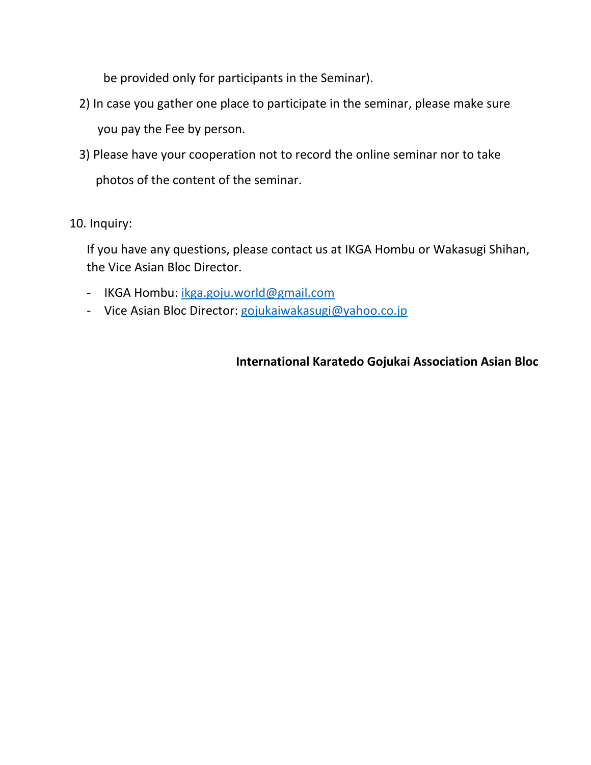be provided only for participants in the Seminar).

2) In case you gather one place to participate in the seminar, please make sure you pay the Fee by person.

3) Please have your cooperation not to record the online seminar nor to take photos of the content of the seminar.

10. Inquiry:

If you have any questions, please contact us at IKGA Hombu or Wakasugi Shihan, the Vice Asian Bloc Director.

- IKGA Hombu: ikga.goju.world@gmail.com
- Vice Asian Bloc Director: gojukaiwakasugi@yahoo.co.jp

**International Karatedo Gojukai Association Asian Bloc**